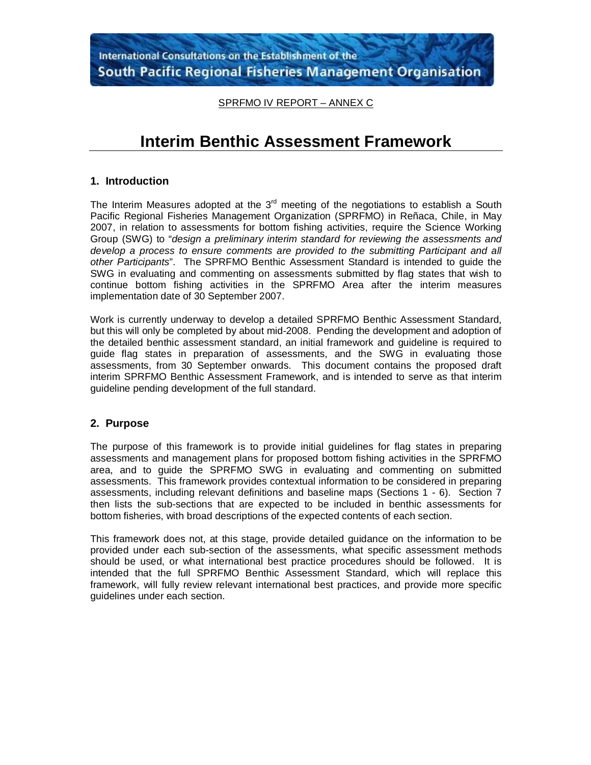International Consultations on the Establishment of the South Pacific Regional Fisheries Management Organisation

SPRFMO IV REPORT – ANNEX C

# Interim Benthic Assessment Framework

## 1. Introduction

The Interim Measures adopted at the 3rd meeting of the negotiations to establish a South Pacific Regional Fisheries Management Organization (SPRFMO) in Reñaca, Chile, in May 2007, in relation to assessments for bottom fishing activities, require the Science Working Group (SWG) to "*design a preliminary interim standard for reviewing the assessments and develop a process to ensure comments are provided to the submitting Participant and all other Participants*". The SPRFMO Benthic Assessment Standard is intended to guide the SWG in evaluating and commenting on assessments submitted by flag states that wish to continue bottom fishing activities in the SPRFMO Area after the interim measures implementation date of 30 September 2007.

Work is currently underway to develop a detailed SPRFMO Benthic Assessment Standard, but this will only be completed by about mid-2008. Pending the development and adoption of the detailed benthic assessment standard, an initial framework and guideline is required to guide flag states in preparation of assessments, and the SWG in evaluating those assessments, from 30 September onwards. This document contains the proposed draft interim SPRFMO Benthic Assessment Framework, and is intended to serve as that interim guideline pending development of the full standard.

## 2. Purpose

The purpose of this framework is to provide initial guidelines for flag states in preparing assessments and management plans for proposed bottom fishing activities in the SPRFMO area, and to guide the SPRFMO SWG in evaluating and commenting on submitted assessments. This framework provides contextual information to be considered in preparing assessments, including relevant definitions and baseline maps (Sections 1 - 6). Section 7 then lists the sub-sections that are expected to be included in benthic assessments for bottom fisheries, with broad descriptions of the expected contents of each section.

This framework does not, at this stage, provide detailed guidance on the information to be provided under each sub-section of the assessments, what specific assessment methods should be used, or what international best practice procedures should be followed. It is intended that the full SPRFMO Benthic Assessment Standard, which will replace this framework, will fully review relevant international best practices, and provide more specific guidelines under each section.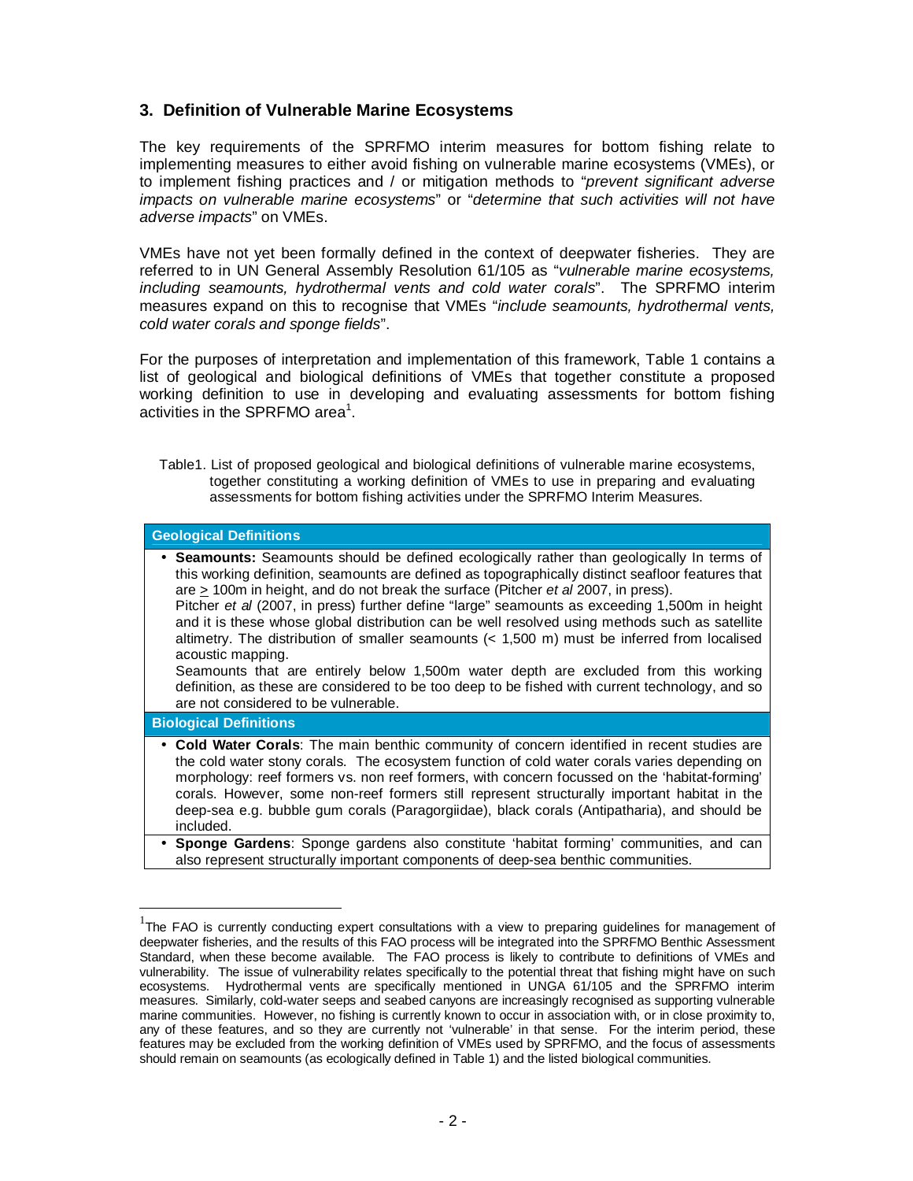## 3. Definition of Vulnerable Marine Ecosystems

The key requirements of the SPRFMO interim measures for bottom fishing relate to implementing measures to either avoid fishing on vulnerable marine ecosystems (VMEs), or to implement fishing practices and / or mitigation methods to "*prevent significant adverse impacts on vulnerable marine ecosystems*" or "*determine that such activities will not have adverse impacts*" on VMEs.

VMEs have not yet been formally defined in the context of deepwater fisheries. They are referred to in UN General Assembly Resolution 61/105 as "*vulnerable marine ecosystems, including seamounts, hydrothermal vents and cold water corals*". The SPRFMO interim measures expand on this to recognise that VMEs "*include seamounts, hydrothermal vents, cold water corals and sponge fields*".

For the purposes of interpretation and implementation of this framework, Table 1 contains a list of geological and biological definitions of VMEs that together constitute a proposed working definition to use in developing and evaluating assessments for bottom fishing activities in the SPRFMO area[1].

Table1. List of proposed geological and biological definitions of vulnerable marine ecosystems, together constituting a working definition of VMEs to use in preparing and evaluating assessments for bottom fishing activities under the SPRFMO Interim Measures.

| **Geological Definitions** |
|---|
| • **Seamounts:** Seamounts should be defined ecologically rather than geologically In terms of this working definition, seamounts are defined as topographically distinct seafloor features that are ≥ 100m in height, and do not break the surface (Pitcher *et al* 2007, in press).<br>Pitcher *et al* (2007, in press) further define "large" seamounts as exceeding 1,500m in height and it is these whose global distribution can be well resolved using methods such as satellite altimetry. The distribution of smaller seamounts (< 1,500 m) must be inferred from localised acoustic mapping.<br>Seamounts that are entirely below 1,500m water depth are excluded from this working definition, as these are considered to be too deep to be fished with current technology, and so are not considered to be vulnerable. |
| **Biological Definitions** |
| • **Cold Water Corals**: The main benthic community of concern identified in recent studies are the cold water stony corals. The ecosystem function of cold water corals varies depending on morphology: reef formers vs. non reef formers, with concern focussed on the 'habitat-forming' corals. However, some non-reef formers still represent structurally important habitat in the deep-sea e.g. bubble gum corals (Paragorgiidae), black corals (Antipatharia), and should be included. |
| • **Sponge Gardens**: Sponge gardens also constitute 'habitat forming' communities, and can also represent structurally important components of deep-sea benthic communities. |

[1] The FAO is currently conducting expert consultations with a view to preparing guidelines for management of deepwater fisheries, and the results of this FAO process will be integrated into the SPRFMO Benthic Assessment Standard, when these become available. The FAO process is likely to contribute to definitions of VMEs and vulnerability. The issue of vulnerability relates specifically to the potential threat that fishing might have on such ecosystems. Hydrothermal vents are specifically mentioned in UNGA 61/105 and the SPRFMO interim measures. Similarly, cold-water seeps and seabed canyons are increasingly recognised as supporting vulnerable marine communities. However, no fishing is currently known to occur in association with, or in close proximity to, any of these features, and so they are currently not 'vulnerable' in that sense. For the interim period, these features may be excluded from the working definition of VMEs used by SPRFMO, and the focus of assessments should remain on seamounts (as ecologically defined in Table 1) and the listed biological communities.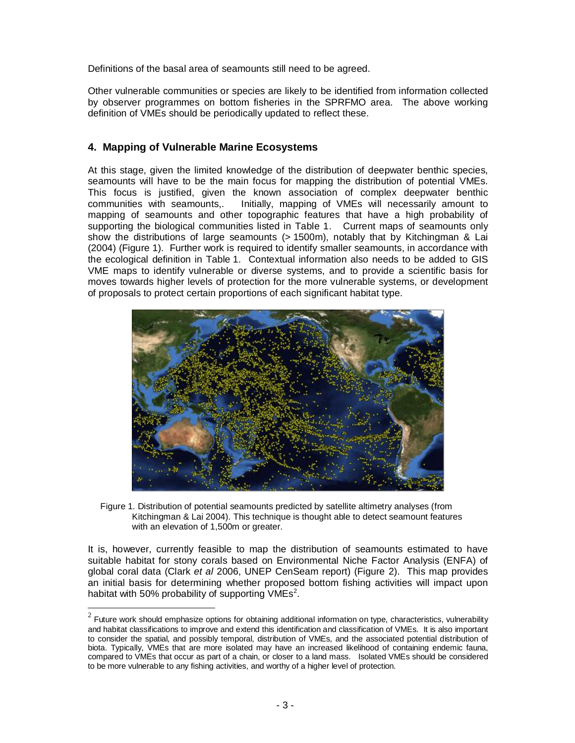Definitions of the basal area of seamounts still need to be agreed.

Other vulnerable communities or species are likely to be identified from information collected by observer programmes on bottom fisheries in the SPRFMO area. The above working definition of VMEs should be periodically updated to reflect these.

## 4. Mapping of Vulnerable Marine Ecosystems

At this stage, given the limited knowledge of the distribution of deepwater benthic species, seamounts will have to be the main focus for mapping the distribution of potential VMEs. This focus is justified, given the known association of complex deepwater benthic communities with seamounts,. Initially, mapping of VMEs will necessarily amount to mapping of seamounts and other topographic features that have a high probability of supporting the biological communities listed in Table 1. Current maps of seamounts only show the distributions of large seamounts (> 1500m), notably that by Kitchingman & Lai (2004) (Figure 1). Further work is required to identify smaller seamounts, in accordance with the ecological definition in Table 1. Contextual information also needs to be added to GIS VME maps to identify vulnerable or diverse systems, and to provide a scientific basis for moves towards higher levels of protection for the more vulnerable systems, or development of proposals to protect certain proportions of each significant habitat type.

Figure 1. Distribution of potential seamounts predicted by satellite altimetry analyses (from Kitchingman & Lai 2004). This technique is thought able to detect seamount features with an elevation of 1,500m or greater.

It is, however, currently feasible to map the distribution of seamounts estimated to have suitable habitat for stony corals based on Environmental Niche Factor Analysis (ENFA) of global coral data (Clark *et al* 2006, UNEP CenSeam report) (Figure 2). This map provides an initial basis for determining whether proposed bottom fishing activities will impact upon habitat with 50% probability of supporting VMEs[2].

[2] Future work should emphasize options for obtaining additional information on type, characteristics, vulnerability and habitat classifications to improve and extend this identification and classification of VMEs. It is also important to consider the spatial, and possibly temporal, distribution of VMEs, and the associated potential distribution of biota. Typically, VMEs that are more isolated may have an increased likelihood of containing endemic fauna, compared to VMEs that occur as part of a chain, or closer to a land mass. Isolated VMEs should be considered to be more vulnerable to any fishing activities, and worthy of a higher level of protection.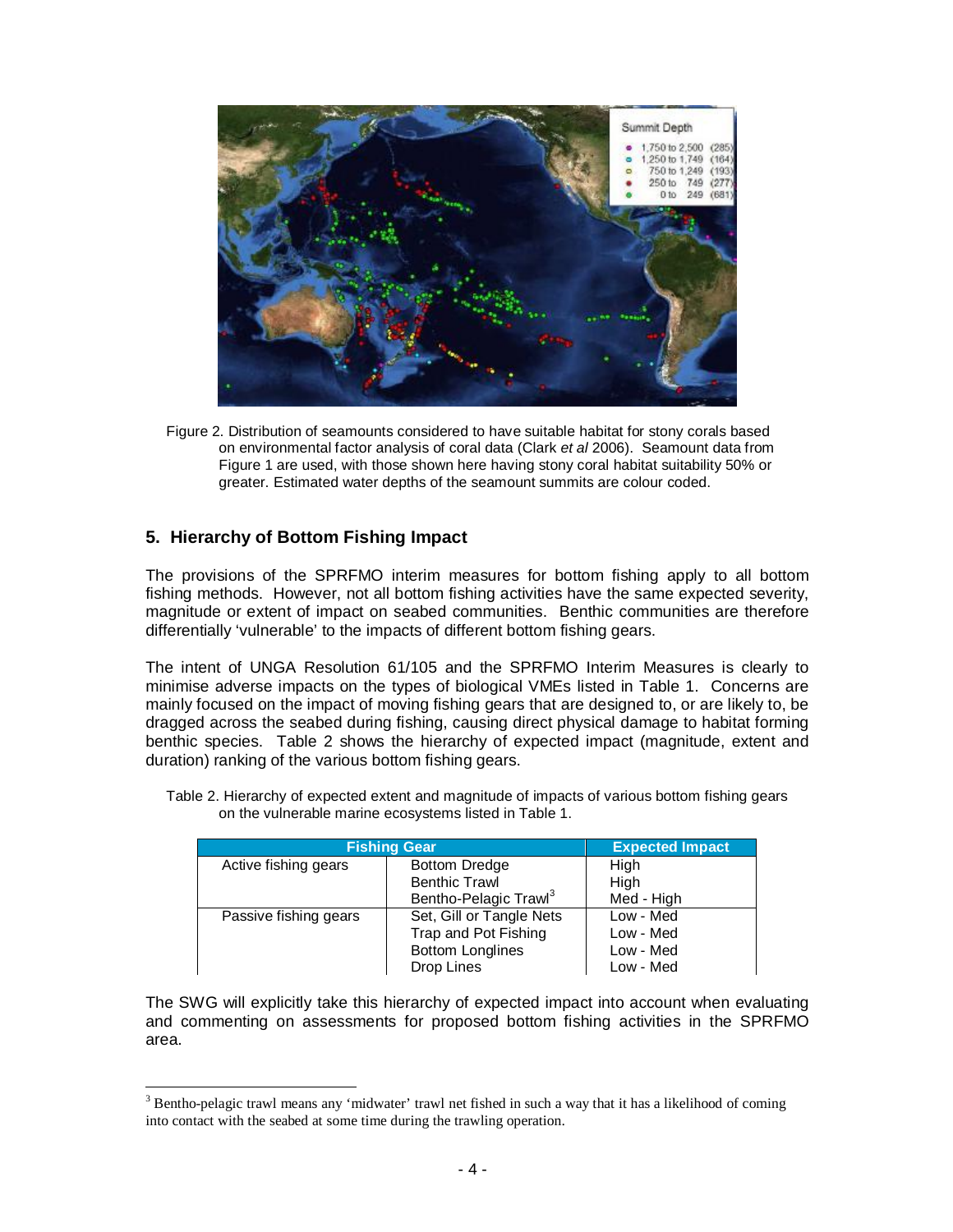Figure 2. Distribution of seamounts considered to have suitable habitat for stony corals based on environmental factor analysis of coral data (Clark *et al* 2006). Seamount data from Figure 1 are used, with those shown here having stony coral habitat suitability 50% or greater. Estimated water depths of the seamount summits are colour coded.

## 5. Hierarchy of Bottom Fishing Impact

The provisions of the SPRFMO interim measures for bottom fishing apply to all bottom fishing methods. However, not all bottom fishing activities have the same expected severity, magnitude or extent of impact on seabed communities. Benthic communities are therefore differentially 'vulnerable' to the impacts of different bottom fishing gears.

The intent of UNGA Resolution 61/105 and the SPRFMO Interim Measures is clearly to minimise adverse impacts on the types of biological VMEs listed in Table 1. Concerns are mainly focused on the impact of moving fishing gears that are designed to, or are likely to, be dragged across the seabed during fishing, causing direct physical damage to habitat forming benthic species. Table 2 shows the hierarchy of expected impact (magnitude, extent and duration) ranking of the various bottom fishing gears.

Table 2. Hierarchy of expected extent and magnitude of impacts of various bottom fishing gears on the vulnerable marine ecosystems listed in Table 1.

| Fishing Gear | | Expected Impact |
|---|---|---|
| Active fishing gears | Bottom Dredge | High |
| | Benthic Trawl | High |
| | Bentho-Pelagic Trawl[3] | Med - High |
| Passive fishing gears | Set, Gill or Tangle Nets | Low - Med |
| | Trap and Pot Fishing | Low - Med |
| | Bottom Longlines | Low - Med |
| | Drop Lines | Low - Med |

The SWG will explicitly take this hierarchy of expected impact into account when evaluating and commenting on assessments for proposed bottom fishing activities in the SPRFMO area.

[3] Bentho-pelagic trawl means any 'midwater' trawl net fished in such a way that it has a likelihood of coming into contact with the seabed at some time during the trawling operation.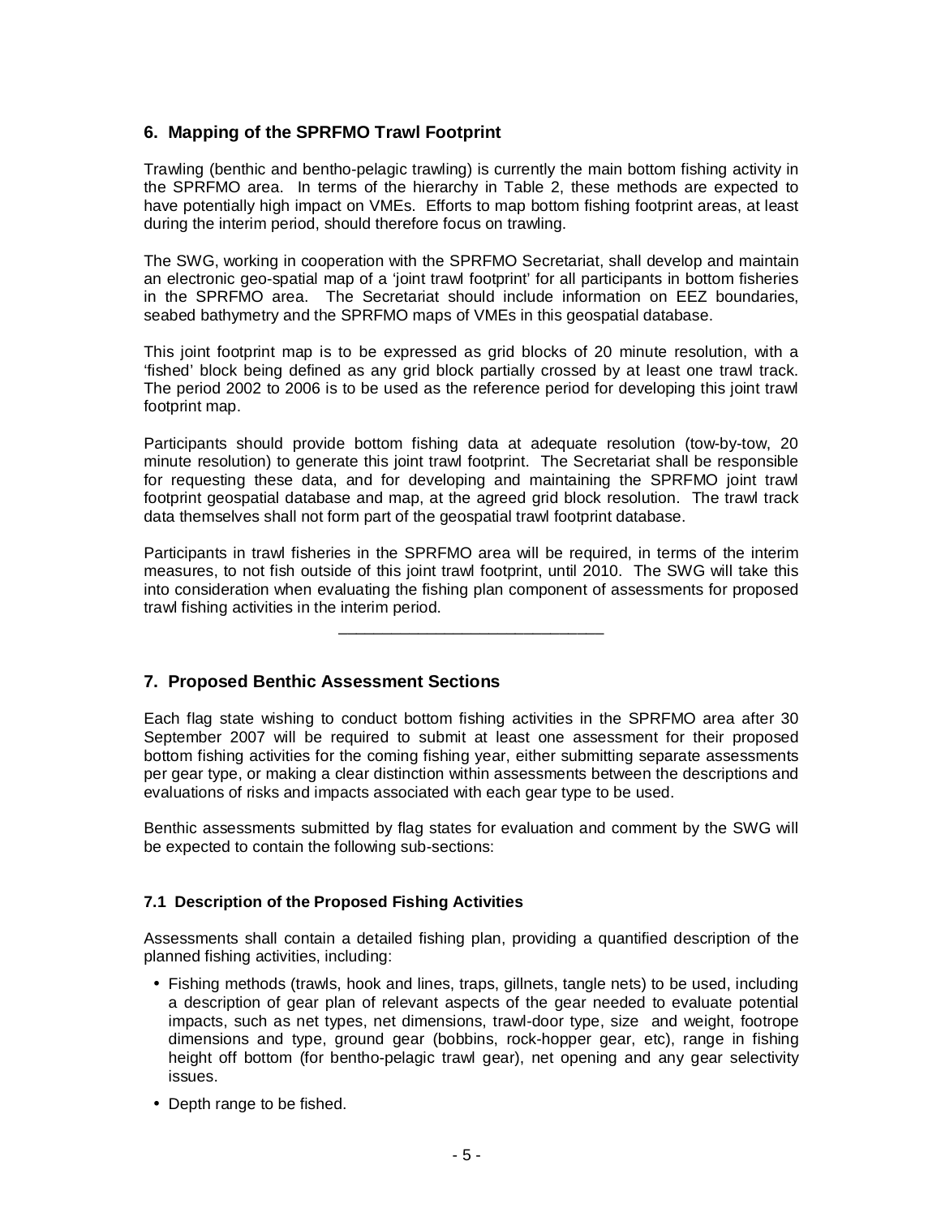## 6. Mapping of the SPRFMO Trawl Footprint

Trawling (benthic and bentho-pelagic trawling) is currently the main bottom fishing activity in the SPRFMO area. In terms of the hierarchy in Table 2, these methods are expected to have potentially high impact on VMEs. Efforts to map bottom fishing footprint areas, at least during the interim period, should therefore focus on trawling.

The SWG, working in cooperation with the SPRFMO Secretariat, shall develop and maintain an electronic geo-spatial map of a 'joint trawl footprint' for all participants in bottom fisheries in the SPRFMO area. The Secretariat should include information on EEZ boundaries, seabed bathymetry and the SPRFMO maps of VMEs in this geospatial database.

This joint footprint map is to be expressed as grid blocks of 20 minute resolution, with a 'fished' block being defined as any grid block partially crossed by at least one trawl track. The period 2002 to 2006 is to be used as the reference period for developing this joint trawl footprint map.

Participants should provide bottom fishing data at adequate resolution (tow-by-tow, 20 minute resolution) to generate this joint trawl footprint. The Secretariat shall be responsible for requesting these data, and for developing and maintaining the SPRFMO joint trawl footprint geospatial database and map, at the agreed grid block resolution. The trawl track data themselves shall not form part of the geospatial trawl footprint database.

Participants in trawl fisheries in the SPRFMO area will be required, in terms of the interim measures, to not fish outside of this joint trawl footprint, until 2010. The SWG will take this into consideration when evaluating the fishing plan component of assessments for proposed trawl fishing activities in the interim period.

---

## 7. Proposed Benthic Assessment Sections

Each flag state wishing to conduct bottom fishing activities in the SPRFMO area after 30 September 2007 will be required to submit at least one assessment for their proposed bottom fishing activities for the coming fishing year, either submitting separate assessments per gear type, or making a clear distinction within assessments between the descriptions and evaluations of risks and impacts associated with each gear type to be used.

Benthic assessments submitted by flag states for evaluation and comment by the SWG will be expected to contain the following sub-sections:

### 7.1 Description of the Proposed Fishing Activities

Assessments shall contain a detailed fishing plan, providing a quantified description of the planned fishing activities, including:

- Fishing methods (trawls, hook and lines, traps, gillnets, tangle nets) to be used, including a description of gear plan of relevant aspects of the gear needed to evaluate potential impacts, such as net types, net dimensions, trawl-door type, size and weight, footrope dimensions and type, ground gear (bobbins, rock-hopper gear, etc), range in fishing height off bottom (for bentho-pelagic trawl gear), net opening and any gear selectivity issues.
- Depth range to be fished.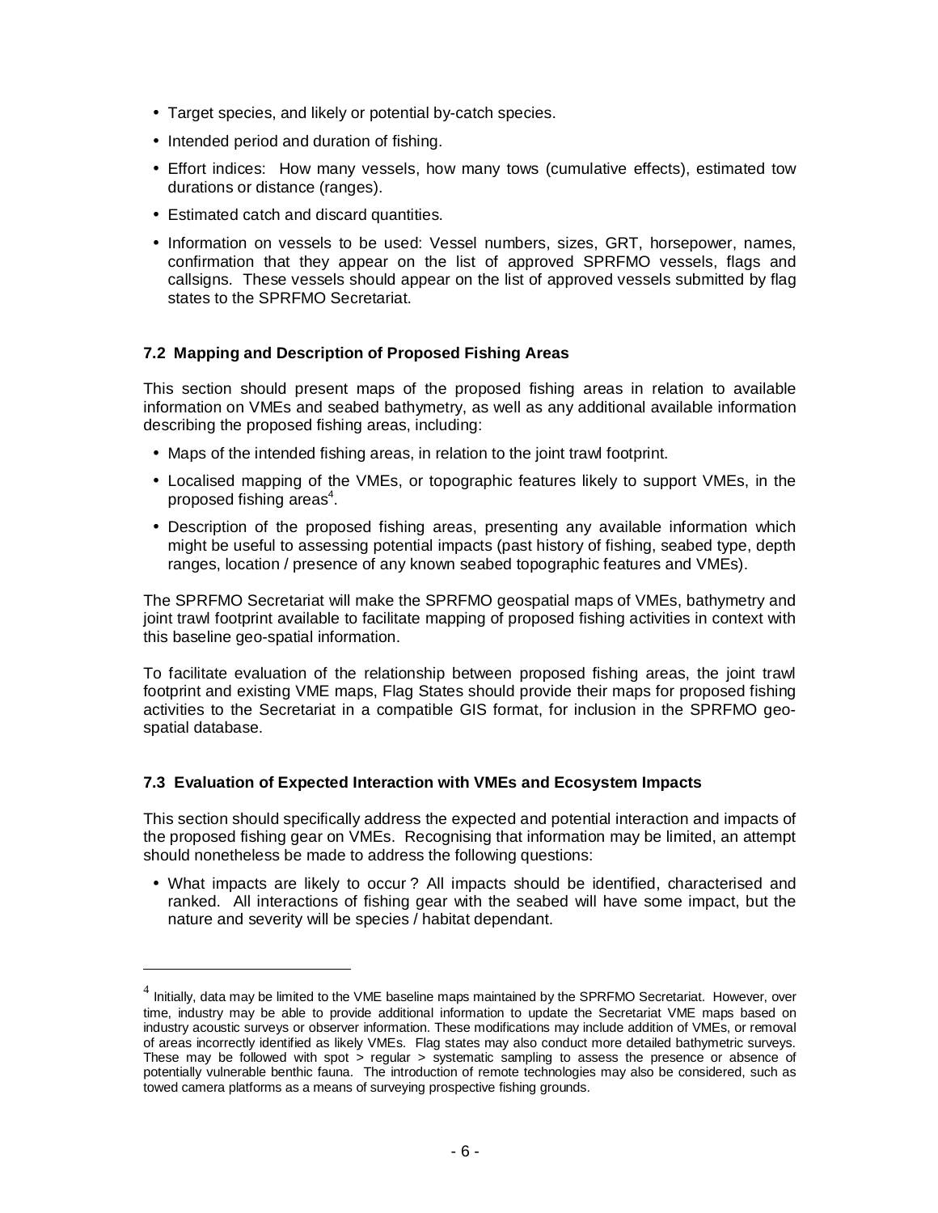- Target species, and likely or potential by-catch species.
- Intended period and duration of fishing.
- Effort indices: How many vessels, how many tows (cumulative effects), estimated tow durations or distance (ranges).
- Estimated catch and discard quantities.
- Information on vessels to be used: Vessel numbers, sizes, GRT, horsepower, names, confirmation that they appear on the list of approved SPRFMO vessels, flags and callsigns. These vessels should appear on the list of approved vessels submitted by flag states to the SPRFMO Secretariat.

### 7.2 Mapping and Description of Proposed Fishing Areas

This section should present maps of the proposed fishing areas in relation to available information on VMEs and seabed bathymetry, as well as any additional available information describing the proposed fishing areas, including:

- Maps of the intended fishing areas, in relation to the joint trawl footprint.
- Localised mapping of the VMEs, or topographic features likely to support VMEs, in the proposed fishing areas[4].
- Description of the proposed fishing areas, presenting any available information which might be useful to assessing potential impacts (past history of fishing, seabed type, depth ranges, location / presence of any known seabed topographic features and VMEs).

The SPRFMO Secretariat will make the SPRFMO geospatial maps of VMEs, bathymetry and joint trawl footprint available to facilitate mapping of proposed fishing activities in context with this baseline geo-spatial information.

To facilitate evaluation of the relationship between proposed fishing areas, the joint trawl footprint and existing VME maps, Flag States should provide their maps for proposed fishing activities to the Secretariat in a compatible GIS format, for inclusion in the SPRFMO geo-spatial database.

### 7.3 Evaluation of Expected Interaction with VMEs and Ecosystem Impacts

This section should specifically address the expected and potential interaction and impacts of the proposed fishing gear on VMEs. Recognising that information may be limited, an attempt should nonetheless be made to address the following questions:

- What impacts are likely to occur ? All impacts should be identified, characterised and ranked. All interactions of fishing gear with the seabed will have some impact, but the nature and severity will be species / habitat dependant.

---

[4] Initially, data may be limited to the VME baseline maps maintained by the SPRFMO Secretariat. However, over time, industry may be able to provide additional information to update the Secretariat VME maps based on industry acoustic surveys or observer information. These modifications may include addition of VMEs, or removal of areas incorrectly identified as likely VMEs. Flag states may also conduct more detailed bathymetric surveys. These may be followed with spot > regular > systematic sampling to assess the presence or absence of potentially vulnerable benthic fauna. The introduction of remote technologies may also be considered, such as towed camera platforms as a means of surveying prospective fishing grounds.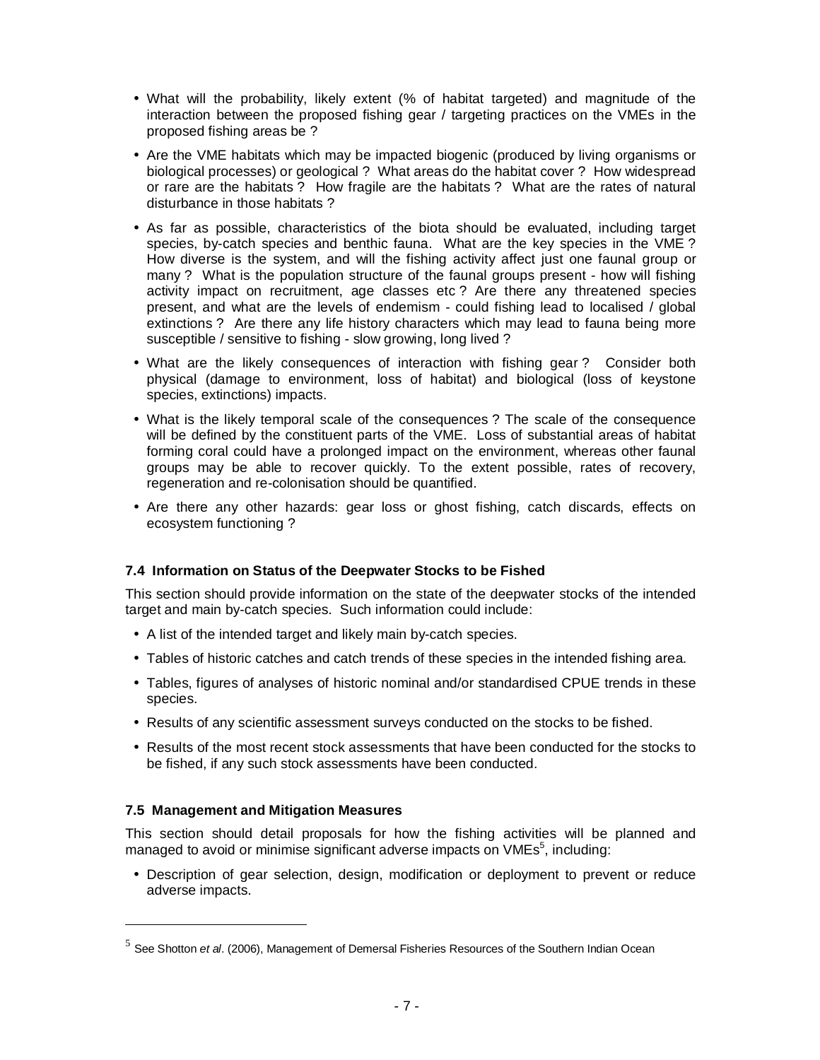- What will the probability, likely extent (% of habitat targeted) and magnitude of the interaction between the proposed fishing gear / targeting practices on the VMEs in the proposed fishing areas be ?
- Are the VME habitats which may be impacted biogenic (produced by living organisms or biological processes) or geological ? What areas do the habitat cover ? How widespread or rare are the habitats ? How fragile are the habitats ? What are the rates of natural disturbance in those habitats ?
- As far as possible, characteristics of the biota should be evaluated, including target species, by-catch species and benthic fauna. What are the key species in the VME ? How diverse is the system, and will the fishing activity affect just one faunal group or many ? What is the population structure of the faunal groups present - how will fishing activity impact on recruitment, age classes etc ? Are there any threatened species present, and what are the levels of endemism - could fishing lead to localised / global extinctions ? Are there any life history characters which may lead to fauna being more susceptible / sensitive to fishing - slow growing, long lived ?
- What are the likely consequences of interaction with fishing gear ? Consider both physical (damage to environment, loss of habitat) and biological (loss of keystone species, extinctions) impacts.
- What is the likely temporal scale of the consequences ? The scale of the consequence will be defined by the constituent parts of the VME. Loss of substantial areas of habitat forming coral could have a prolonged impact on the environment, whereas other faunal groups may be able to recover quickly. To the extent possible, rates of recovery, regeneration and re-colonisation should be quantified.
- Are there any other hazards: gear loss or ghost fishing, catch discards, effects on ecosystem functioning ?

### 7.4 Information on Status of the Deepwater Stocks to be Fished

This section should provide information on the state of the deepwater stocks of the intended target and main by-catch species. Such information could include:

- A list of the intended target and likely main by-catch species.
- Tables of historic catches and catch trends of these species in the intended fishing area.
- Tables, figures of analyses of historic nominal and/or standardised CPUE trends in these species.
- Results of any scientific assessment surveys conducted on the stocks to be fished.
- Results of the most recent stock assessments that have been conducted for the stocks to be fished, if any such stock assessments have been conducted.

### 7.5 Management and Mitigation Measures

This section should detail proposals for how the fishing activities will be planned and managed to avoid or minimise significant adverse impacts on VMEs[5], including:

- Description of gear selection, design, modification or deployment to prevent or reduce adverse impacts.

[5] See Shotton *et al*. (2006), Management of Demersal Fisheries Resources of the Southern Indian Ocean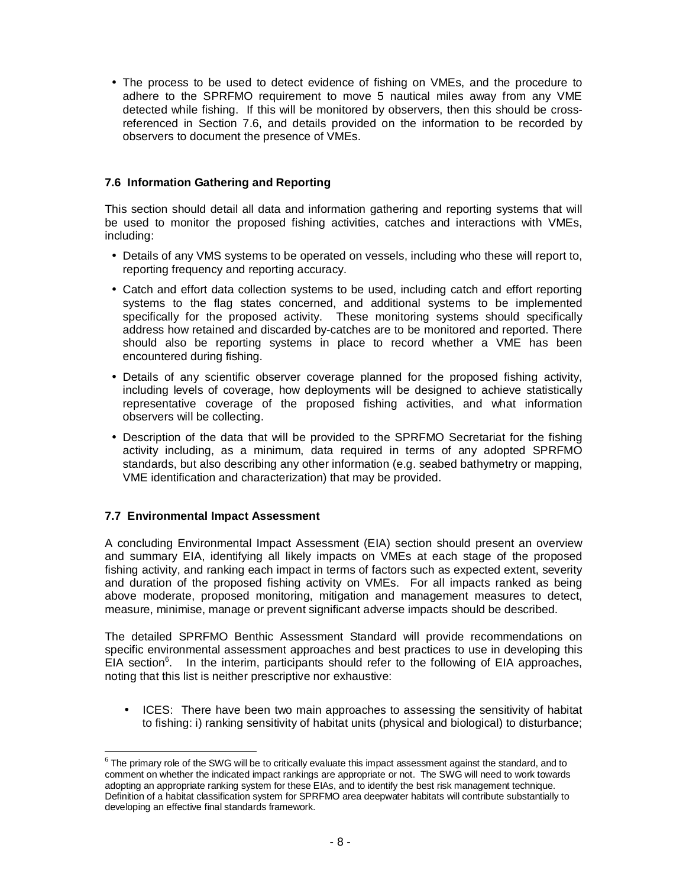- The process to be used to detect evidence of fishing on VMEs, and the procedure to adhere to the SPRFMO requirement to move 5 nautical miles away from any VME detected while fishing. If this will be monitored by observers, then this should be cross-referenced in Section 7.6, and details provided on the information to be recorded by observers to document the presence of VMEs.

### 7.6 Information Gathering and Reporting

This section should detail all data and information gathering and reporting systems that will be used to monitor the proposed fishing activities, catches and interactions with VMEs, including:

- Details of any VMS systems to be operated on vessels, including who these will report to, reporting frequency and reporting accuracy.
- Catch and effort data collection systems to be used, including catch and effort reporting systems to the flag states concerned, and additional systems to be implemented specifically for the proposed activity. These monitoring systems should specifically address how retained and discarded by-catches are to be monitored and reported. There should also be reporting systems in place to record whether a VME has been encountered during fishing.
- Details of any scientific observer coverage planned for the proposed fishing activity, including levels of coverage, how deployments will be designed to achieve statistically representative coverage of the proposed fishing activities, and what information observers will be collecting.
- Description of the data that will be provided to the SPRFMO Secretariat for the fishing activity including, as a minimum, data required in terms of any adopted SPRFMO standards, but also describing any other information (e.g. seabed bathymetry or mapping, VME identification and characterization) that may be provided.

### 7.7 Environmental Impact Assessment

A concluding Environmental Impact Assessment (EIA) section should present an overview and summary EIA, identifying all likely impacts on VMEs at each stage of the proposed fishing activity, and ranking each impact in terms of factors such as expected extent, severity and duration of the proposed fishing activity on VMEs. For all impacts ranked as being above moderate, proposed monitoring, mitigation and management measures to detect, measure, minimise, manage or prevent significant adverse impacts should be described.

The detailed SPRFMO Benthic Assessment Standard will provide recommendations on specific environmental assessment approaches and best practices to use in developing this EIA section[6]. In the interim, participants should refer to the following of EIA approaches, noting that this list is neither prescriptive nor exhaustive:

- ICES: There have been two main approaches to assessing the sensitivity of habitat to fishing: i) ranking sensitivity of habitat units (physical and biological) to disturbance;

---

[6] The primary role of the SWG will be to critically evaluate this impact assessment against the standard, and to comment on whether the indicated impact rankings are appropriate or not. The SWG will need to work towards adopting an appropriate ranking system for these EIAs, and to identify the best risk management technique. Definition of a habitat classification system for SPRFMO area deepwater habitats will contribute substantially to developing an effective final standards framework.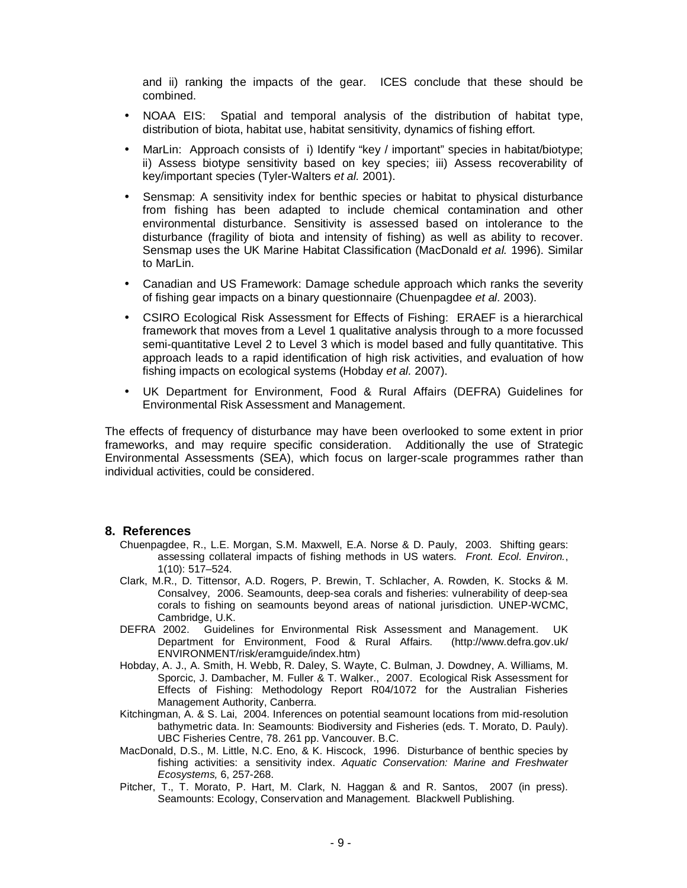and ii) ranking the impacts of the gear. ICES conclude that these should be combined.

- NOAA EIS: Spatial and temporal analysis of the distribution of habitat type, distribution of biota, habitat use, habitat sensitivity, dynamics of fishing effort.
- MarLin: Approach consists of i) Identify "key / important" species in habitat/biotype; ii) Assess biotype sensitivity based on key species; iii) Assess recoverability of key/important species (Tyler-Walters *et al.* 2001).
- Sensmap: A sensitivity index for benthic species or habitat to physical disturbance from fishing has been adapted to include chemical contamination and other environmental disturbance. Sensitivity is assessed based on intolerance to the disturbance (fragility of biota and intensity of fishing) as well as ability to recover. Sensmap uses the UK Marine Habitat Classification (MacDonald *et al.* 1996). Similar to MarLin.
- Canadian and US Framework: Damage schedule approach which ranks the severity of fishing gear impacts on a binary questionnaire (Chuenpagdee *et al.* 2003).
- CSIRO Ecological Risk Assessment for Effects of Fishing: ERAEF is a hierarchical framework that moves from a Level 1 qualitative analysis through to a more focussed semi-quantitative Level 2 to Level 3 which is model based and fully quantitative. This approach leads to a rapid identification of high risk activities, and evaluation of how fishing impacts on ecological systems (Hobday *et al.* 2007).
- UK Department for Environment, Food & Rural Affairs (DEFRA) Guidelines for Environmental Risk Assessment and Management.

The effects of frequency of disturbance may have been overlooked to some extent in prior frameworks, and may require specific consideration. Additionally the use of Strategic Environmental Assessments (SEA), which focus on larger-scale programmes rather than individual activities, could be considered.

## 8. References

Chuenpagdee, R., L.E. Morgan, S.M. Maxwell, E.A. Norse & D. Pauly, 2003. Shifting gears: assessing collateral impacts of fishing methods in US waters. *Front. Ecol. Environ.*, 1(10): 517–524.

Clark, M.R., D. Tittensor, A.D. Rogers, P. Brewin, T. Schlacher, A. Rowden, K. Stocks & M. Consalvey, 2006. Seamounts, deep-sea corals and fisheries: vulnerability of deep-sea corals to fishing on seamounts beyond areas of national jurisdiction. UNEP-WCMC, Cambridge, U.K.

DEFRA 2002. Guidelines for Environmental Risk Assessment and Management. UK Department for Environment, Food & Rural Affairs. (http://www.defra.gov.uk/ ENVIRONMENT/risk/eramguide/index.htm)

Hobday, A. J., A. Smith, H. Webb, R. Daley, S. Wayte, C. Bulman, J. Dowdney, A. Williams, M. Sporcic, J. Dambacher, M. Fuller & T. Walker., 2007. Ecological Risk Assessment for Effects of Fishing: Methodology Report R04/1072 for the Australian Fisheries Management Authority, Canberra.

Kitchingman, A. & S. Lai, 2004. Inferences on potential seamount locations from mid-resolution bathymetric data. In: Seamounts: Biodiversity and Fisheries (eds. T. Morato, D. Pauly). UBC Fisheries Centre, 78. 261 pp. Vancouver. B.C.

MacDonald, D.S., M. Little, N.C. Eno, & K. Hiscock, 1996. Disturbance of benthic species by fishing activities: a sensitivity index. *Aquatic Conservation: Marine and Freshwater Ecosystems,* 6, 257-268.

Pitcher, T., T. Morato, P. Hart, M. Clark, N. Haggan & and R. Santos, 2007 (in press). Seamounts: Ecology, Conservation and Management. Blackwell Publishing.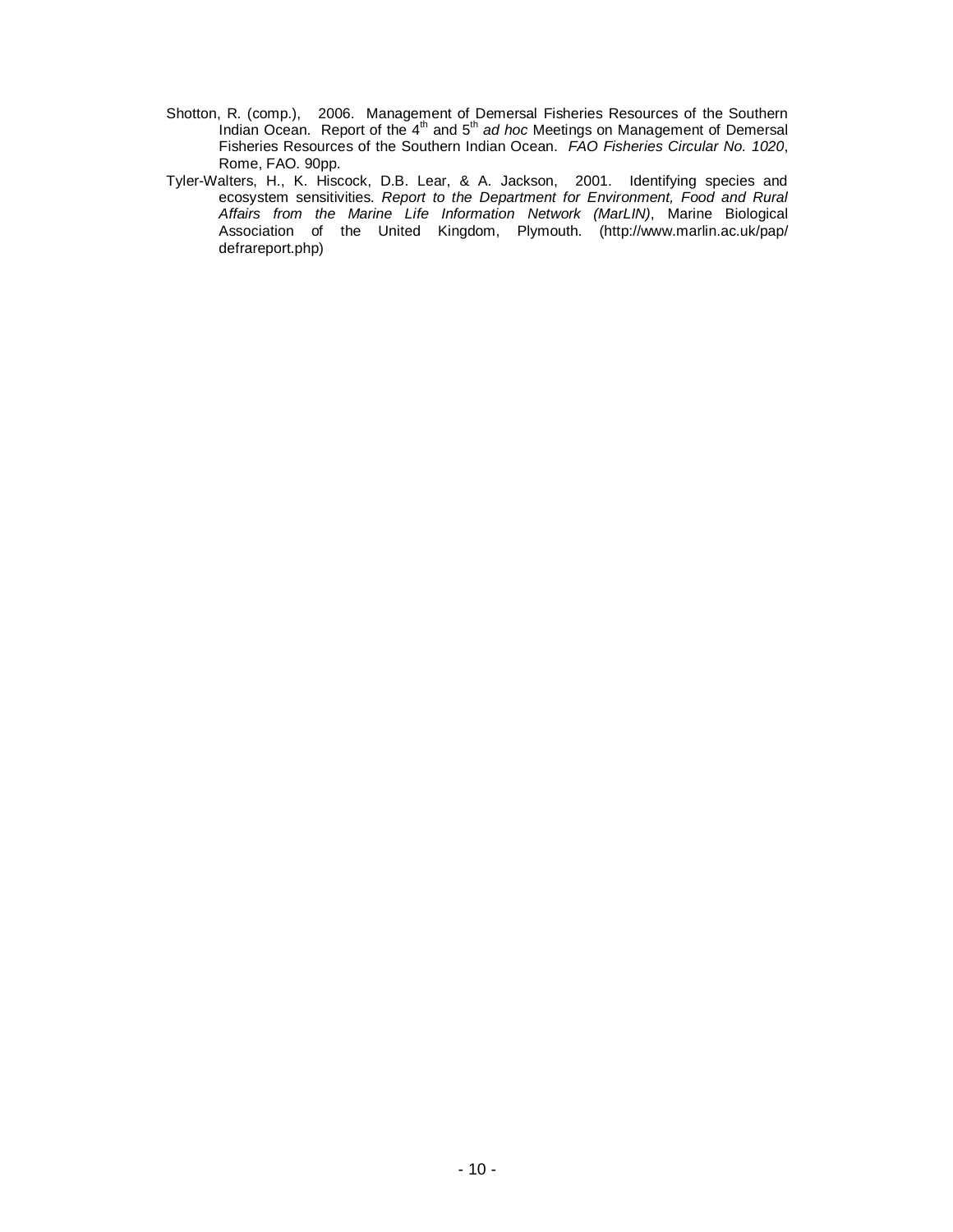Shotton, R. (comp.), 2006. Management of Demersal Fisheries Resources of the Southern Indian Ocean. Report of the 4th and 5th *ad hoc* Meetings on Management of Demersal Fisheries Resources of the Southern Indian Ocean. *FAO Fisheries Circular No. 1020*, Rome, FAO. 90pp.

Tyler-Walters, H., K. Hiscock, D.B. Lear, & A. Jackson, 2001. Identifying species and ecosystem sensitivities. *Report to the Department for Environment, Food and Rural Affairs from the Marine Life Information Network (MarLIN)*, Marine Biological Association of the United Kingdom, Plymouth. (http://www.marlin.ac.uk/pap/defrareport.php)